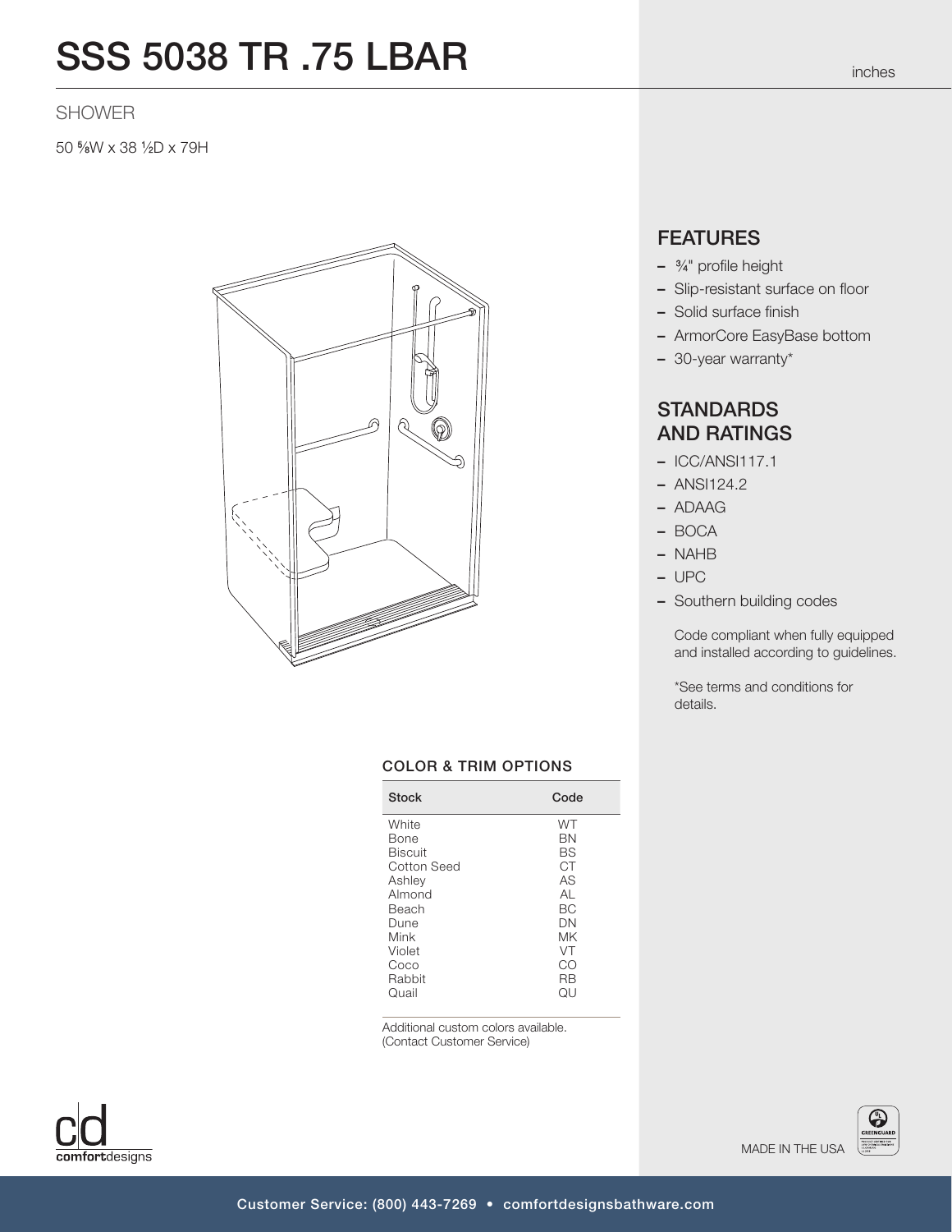# SSS 5038 TR .75 LBAR

inches

SHOWER

50 ⅝W x 38 ½D x 79H

## FEATURES

- ¾" profile height
- Slip-resistant surface on floor
- Solid surface finish
- ArmorCore EasyBase bottom
- 30-year warranty*

## STANDARDS AND RATINGS

- ICC/ANSI117.1
- ANSI124.2
- ADAAG
- BOCA
- NAHB
- UPC
- Southern building codes

Code compliant when fully equipped and installed according to guidelines.

*See terms and conditions for details.

### COLOR & TRIM OPTIONS

| Stock | Code |
|---|---|
| White | WT |
| Bone | BN |
| Biscuit | BS |
| Cotton Seed | CT |
| Ashley | AS |
| Almond | AL |
| Beach | BC |
| Dune | DN |
| Mink | MK |
| Violet | VT |
| Coco | CO |
| Rabbit | RB |
| Quail | QU |

Additional custom colors available. (Contact Customer Service)

cd comfortdesigns

MADE IN THE USA

Customer Service: (800) 443-7269 • comfortdesignsbathware.com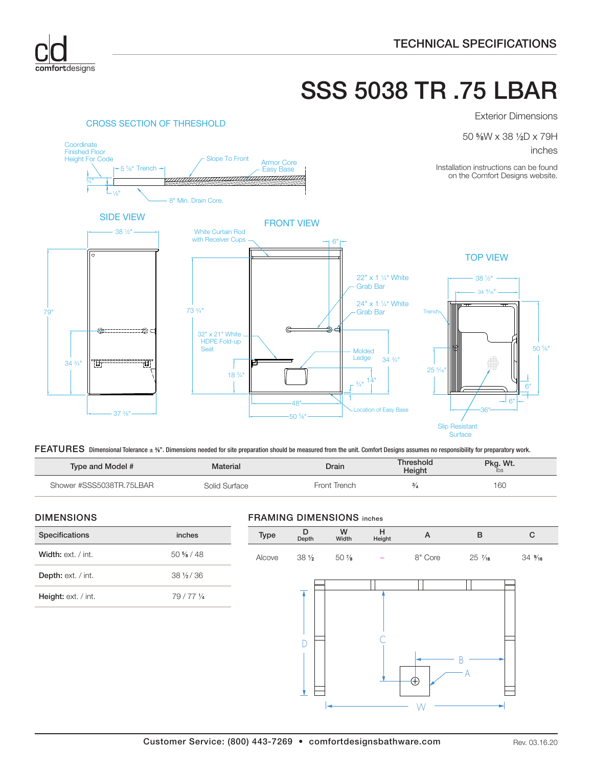cd
comfortdesigns

TECHNICAL SPECIFICATIONS

# SSS 5038 TR .75 LBAR

Exterior Dimensions

50 ⅝W x 38 ½D x 79H
inches

Installation instructions can be found on the Comfort Designs website.

CROSS SECTION OF THRESHOLD

Coordinate Finished Floor Height For Code
5 ⅝" Trench
Slope To Front
Armor Core Easy Base
¾"
⅛"
8" Min. Drain Core.

SIDE VIEW

38 ½"
79"
34 ¾"
37 ⅜"

FRONT VIEW

White Curtain Rod with Receiver Cups
6"
73 ¾"
22" x 1 ¼" White Grab Bar
24" x 1 ¼" White Grab Bar
32" x 21" White HDPE Fold-up Seat
Molded Ledge
34 ¾"
18 ¾"
¾"
14"
48"
50 ⅝"
Location of Easy Base

TOP VIEW

38 ½"
34 ⁹⁄₁₆"
Trench
50 ⅝"
25 ⁵⁄₁₆"
6"
6"
36"
Slip Resistant Surface

## FEATURES

Dimensional Tolerance ± ⅜". Dimensions needed for site preparation should be measured from the unit. Comfort Designs assumes no responsibility for preparatory work.

| Type and Model # | Material | Drain | Threshold Height | Pkg. Wt. lbs |
|---|---|---|---|---|
| Shower #SSS5038TR.75LBAR | Solid Surface | Front Trench | ¾ | 160 |

## DIMENSIONS

| Specifications | inches |
|---|---|
| **Width:** ext. / int. | 50 ⅝ / 48 |
| **Depth:** ext. / int. | 38 ½ / 36 |
| **Height:** ext. / int. | 79 / 77 ¼ |

## FRAMING DIMENSIONS inches

| Type | D Depth | W Width | H Height | A | B | C |
|---|---|---|---|---|---|---|
| Alcove | 38 ½ | 50 ⅞ | – | 8" Core | 25 ⁷⁄₁₆ | 34 ⁹⁄₁₆ |

D
C
B
A
W

Customer Service: (800) 443-7269 • comfortdesignsbathware.com

Rev. 03.16.20